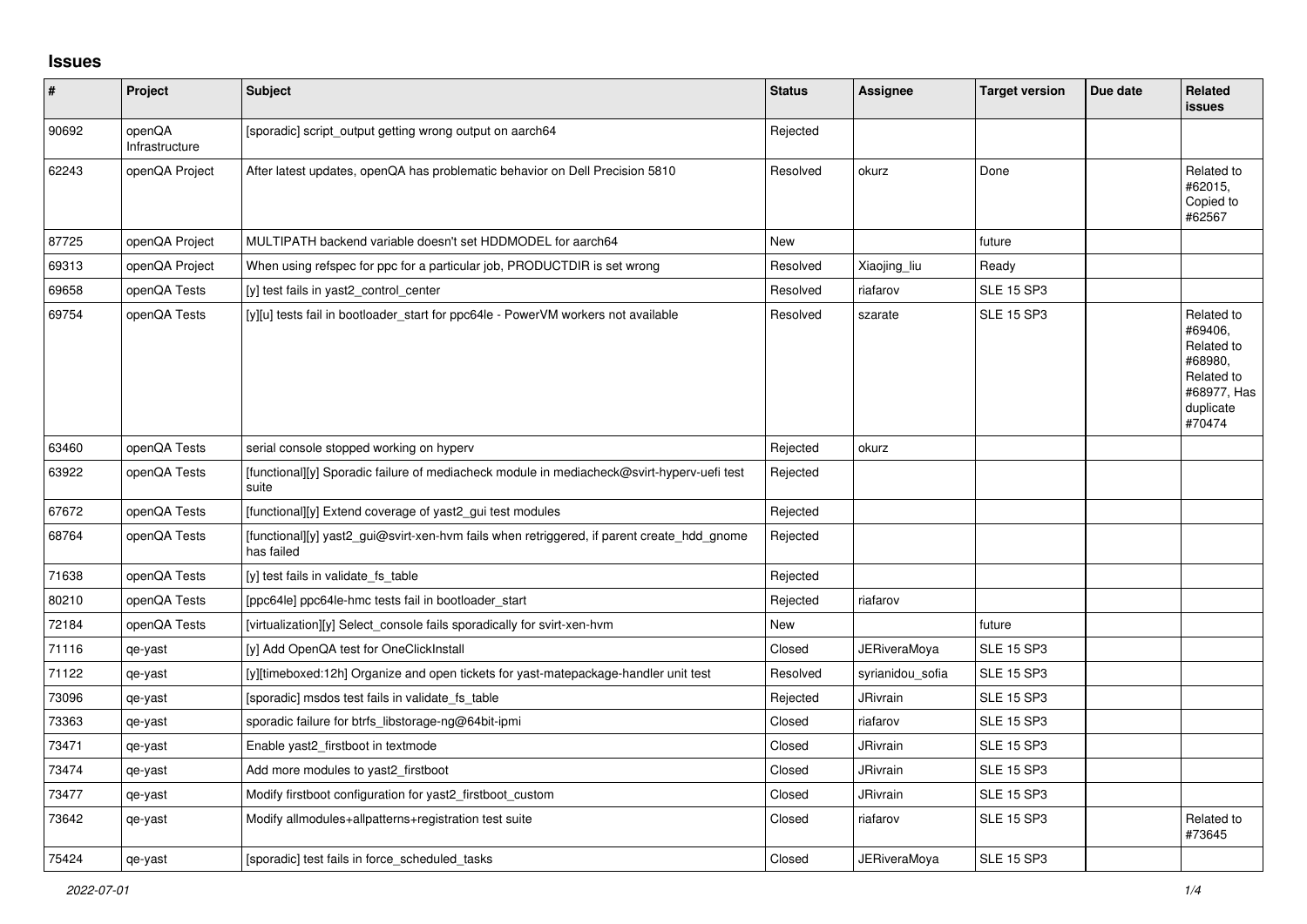## Issues

| # | Project | Subject | Status | Assignee | Target version | Due date | Related issues |
|---|---|---|---|---|---|---|---|
| 90692 | openQA Infrastructure | [sporadic] script_output getting wrong output on aarch64 | Rejected | | | | |
| 62243 | openQA Project | After latest updates, openQA has problematic behavior on Dell Precision 5810 | Resolved | okurz | Done | | Related to #62015, Copied to #62567 |
| 87725 | openQA Project | MULTIPATH backend variable doesn't set HDDMODEL for aarch64 | New | | future | | |
| 69313 | openQA Project | When using refspec for ppc for a particular job, PRODUCTDIR is set wrong | Resolved | Xiaojing_liu | Ready | | |
| 69658 | openQA Tests | [y] test fails in yast2_control_center | Resolved | riafarov | SLE 15 SP3 | | |
| 69754 | openQA Tests | [y][u] tests fail in bootloader_start for ppc64le - PowerVM workers not available | Resolved | szarate | SLE 15 SP3 | | Related to #69406, Related to #68980, Related to #68977, Has duplicate #70474 |
| 63460 | openQA Tests | serial console stopped working on hyperv | Rejected | okurz | | | |
| 63922 | openQA Tests | [functional][y] Sporadic failure of mediacheck module in mediacheck@svirt-hyperv-uefi test suite | Rejected | | | | |
| 67672 | openQA Tests | [functional][y] Extend coverage of yast2_gui test modules | Rejected | | | | |
| 68764 | openQA Tests | [functional][y] yast2_gui@svirt-xen-hvm fails when retriggered, if parent create_hdd_gnome has failed | Rejected | | | | |
| 71638 | openQA Tests | [y] test fails in validate_fs_table | Rejected | | | | |
| 80210 | openQA Tests | [ppc64le] ppc64le-hmc tests fail in bootloader_start | Rejected | riafarov | | | |
| 72184 | openQA Tests | [virtualization][y] Select_console fails sporadically for svirt-xen-hvm | New | | future | | |
| 71116 | qe-yast | [y] Add OpenQA test for OneClickInstall | Closed | JERiveraMoya | SLE 15 SP3 | | |
| 71122 | qe-yast | [y][timeboxed:12h] Organize and open tickets for yast-matepackage-handler unit test | Resolved | syrianidou_sofia | SLE 15 SP3 | | |
| 73096 | qe-yast | [sporadic] msdos test fails in validate_fs_table | Rejected | JRivrain | SLE 15 SP3 | | |
| 73363 | qe-yast | sporadic failure for btrfs_libstorage-ng@64bit-ipmi | Closed | riafarov | SLE 15 SP3 | | |
| 73471 | qe-yast | Enable yast2_firstboot in textmode | Closed | JRivrain | SLE 15 SP3 | | |
| 73474 | qe-yast | Add more modules to yast2_firstboot | Closed | JRivrain | SLE 15 SP3 | | |
| 73477 | qe-yast | Modify firstboot configuration for yast2_firstboot_custom | Closed | JRivrain | SLE 15 SP3 | | |
| 73642 | qe-yast | Modify allmodules+allpatterns+registration test suite | Closed | riafarov | SLE 15 SP3 | | Related to #73645 |
| 75424 | qe-yast | [sporadic] test fails in force_scheduled_tasks | Closed | JERiveraMoya | SLE 15 SP3 | | |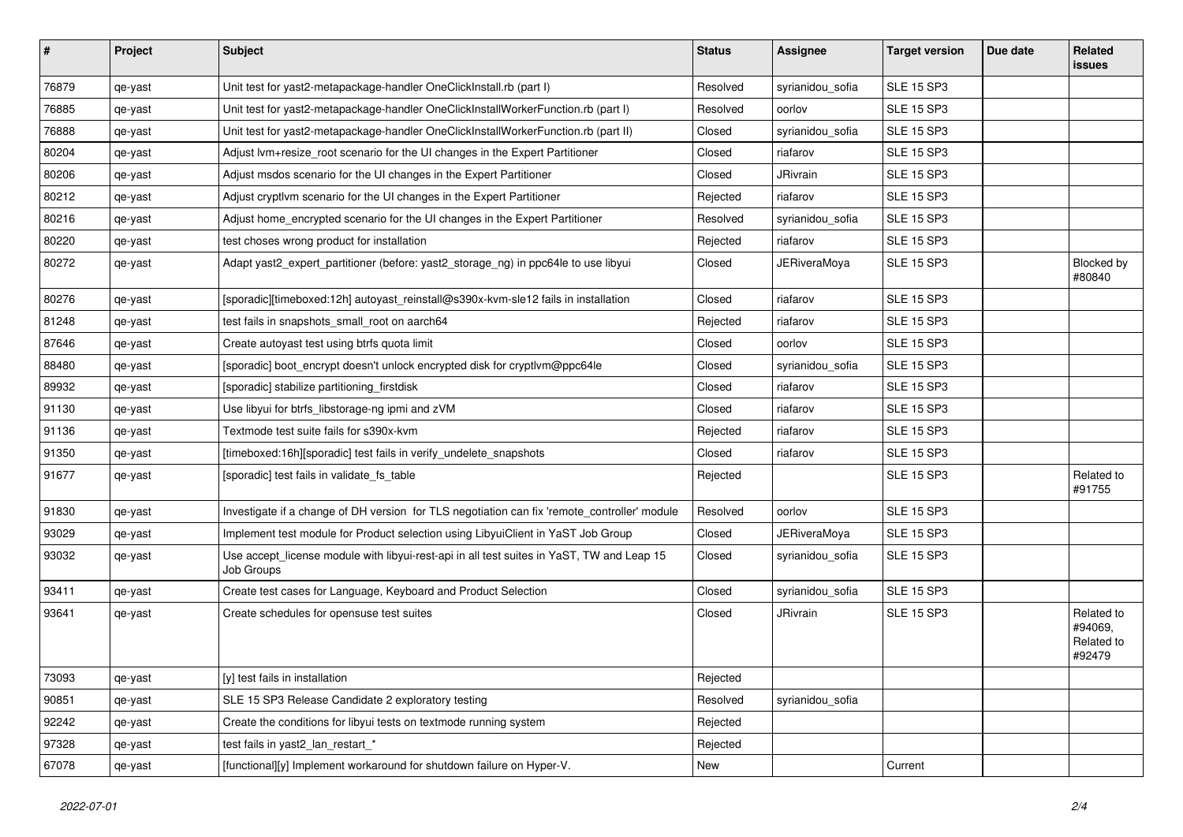| # | Project | Subject | Status | Assignee | Target version | Due date | Related issues |
|---|---|---|---|---|---|---|---|
| 76879 | qe-yast | Unit test for yast2-metapackage-handler OneClickInstall.rb (part I) | Resolved | syrianidou_sofia | SLE 15 SP3 | | |
| 76885 | qe-yast | Unit test for yast2-metapackage-handler OneClickInstallWorkerFunction.rb (part I) | Resolved | oorlov | SLE 15 SP3 | | |
| 76888 | qe-yast | Unit test for yast2-metapackage-handler OneClickInstallWorkerFunction.rb (part II) | Closed | syrianidou_sofia | SLE 15 SP3 | | |
| 80204 | qe-yast | Adjust lvm+resize_root scenario for the UI changes in the Expert Partitioner | Closed | riafarov | SLE 15 SP3 | | |
| 80206 | qe-yast | Adjust msdos scenario for the UI changes in the Expert Partitioner | Closed | JRivrain | SLE 15 SP3 | | |
| 80212 | qe-yast | Adjust cryptlvm scenario for the UI changes in the Expert Partitioner | Rejected | riafarov | SLE 15 SP3 | | |
| 80216 | qe-yast | Adjust home_encrypted scenario for the UI changes in the Expert Partitioner | Resolved | syrianidou_sofia | SLE 15 SP3 | | |
| 80220 | qe-yast | test choses wrong product for installation | Rejected | riafarov | SLE 15 SP3 | | |
| 80272 | qe-yast | Adapt yast2_expert_partitioner (before: yast2_storage_ng) in ppc64le to use libyui | Closed | JERiveraMoya | SLE 15 SP3 | | Blocked by #80840 |
| 80276 | qe-yast | [sporadic][timeboxed:12h] autoyast_reinstall@s390x-kvm-sle12 fails in installation | Closed | riafarov | SLE 15 SP3 | | |
| 81248 | qe-yast | test fails in snapshots_small_root on aarch64 | Rejected | riafarov | SLE 15 SP3 | | |
| 87646 | qe-yast | Create autoyast test using btrfs quota limit | Closed | oorlov | SLE 15 SP3 | | |
| 88480 | qe-yast | [sporadic] boot_encrypt doesn't unlock encrypted disk for cryptlvm@ppc64le | Closed | syrianidou_sofia | SLE 15 SP3 | | |
| 89932 | qe-yast | [sporadic] stabilize partitioning_firstdisk | Closed | riafarov | SLE 15 SP3 | | |
| 91130 | qe-yast | Use libyui for btrfs_libstorage-ng ipmi and zVM | Closed | riafarov | SLE 15 SP3 | | |
| 91136 | qe-yast | Textmode test suite fails for s390x-kvm | Rejected | riafarov | SLE 15 SP3 | | |
| 91350 | qe-yast | [timeboxed:16h][sporadic] test fails in verify_undelete_snapshots | Closed | riafarov | SLE 15 SP3 | | |
| 91677 | qe-yast | [sporadic] test fails in validate_fs_table | Rejected | | SLE 15 SP3 | | Related to #91755 |
| 91830 | qe-yast | Investigate if a change of DH version for TLS negotiation can fix 'remote_controller' module | Resolved | oorlov | SLE 15 SP3 | | |
| 93029 | qe-yast | Implement test module for Product selection using LibyuiClient in YaST Job Group | Closed | JERiveraMoya | SLE 15 SP3 | | |
| 93032 | qe-yast | Use accept_license module with libyui-rest-api in all test suites in YaST, TW and Leap 15 Job Groups | Closed | syrianidou_sofia | SLE 15 SP3 | | |
| 93411 | qe-yast | Create test cases for Language, Keyboard and Product Selection | Closed | syrianidou_sofia | SLE 15 SP3 | | |
| 93641 | qe-yast | Create schedules for opensuse test suites | Closed | JRivrain | SLE 15 SP3 | | Related to #94069, Related to #92479 |
| 73093 | qe-yast | [y] test fails in installation | Rejected | | | | |
| 90851 | qe-yast | SLE 15 SP3 Release Candidate 2 exploratory testing | Resolved | syrianidou_sofia | | | |
| 92242 | qe-yast | Create the conditions for libyui tests on textmode running system | Rejected | | | | |
| 97328 | qe-yast | test fails in yast2_lan_restart_* | Rejected | | | | |
| 67078 | qe-yast | [functional][y] Implement workaround for shutdown failure on Hyper-V. | New | | Current | | |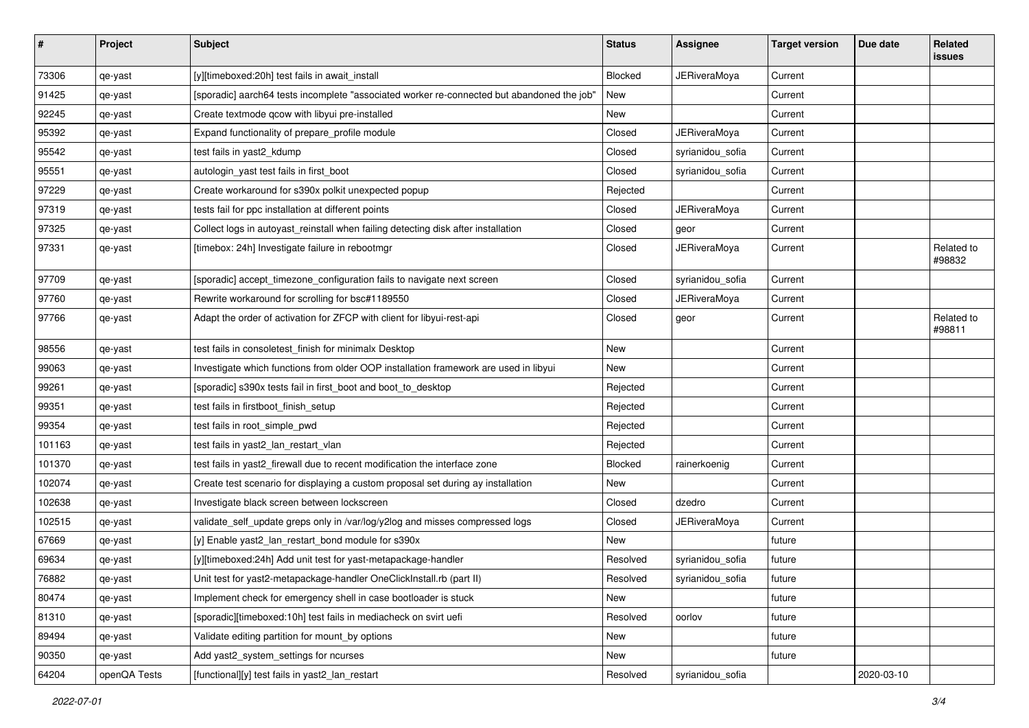| # | Project | Subject | Status | Assignee | Target version | Due date | Related issues |
|---|---|---|---|---|---|---|---|
| 73306 | qe-yast | [y][timeboxed:20h] test fails in await_install | Blocked | JERiveraMoya | Current | | |
| 91425 | qe-yast | [sporadic] aarch64 tests incomplete "associated worker re-connected but abandoned the job" | New | | Current | | |
| 92245 | qe-yast | Create textmode qcow with libyui pre-installed | New | | Current | | |
| 95392 | qe-yast | Expand functionality of prepare_profile module | Closed | JERiveraMoya | Current | | |
| 95542 | qe-yast | test fails in yast2_kdump | Closed | syrianidou_sofia | Current | | |
| 95551 | qe-yast | autologin_yast test fails in first_boot | Closed | syrianidou_sofia | Current | | |
| 97229 | qe-yast | Create workaround for s390x polkit unexpected popup | Rejected | | Current | | |
| 97319 | qe-yast | tests fail for ppc installation at different points | Closed | JERiveraMoya | Current | | |
| 97325 | qe-yast | Collect logs in autoyast_reinstall when failing detecting disk after installation | Closed | geor | Current | | |
| 97331 | qe-yast | [timebox: 24h] Investigate failure in rebootmgr | Closed | JERiveraMoya | Current | | Related to #98832 |
| 97709 | qe-yast | [sporadic] accept_timezone_configuration fails to navigate next screen | Closed | syrianidou_sofia | Current | | |
| 97760 | qe-yast | Rewrite workaround for scrolling for bsc#1189550 | Closed | JERiveraMoya | Current | | |
| 97766 | qe-yast | Adapt the order of activation for ZFCP with client for libyui-rest-api | Closed | geor | Current | | Related to #98811 |
| 98556 | qe-yast | test fails in consoletest_finish for minimalx Desktop | New | | Current | | |
| 99063 | qe-yast | Investigate which functions from older OOP installation framework are used in libyui | New | | Current | | |
| 99261 | qe-yast | [sporadic] s390x tests fail in first_boot and boot_to_desktop | Rejected | | Current | | |
| 99351 | qe-yast | test fails in firstboot_finish_setup | Rejected | | Current | | |
| 99354 | qe-yast | test fails in root_simple_pwd | Rejected | | Current | | |
| 101163 | qe-yast | test fails in yast2_lan_restart_vlan | Rejected | | Current | | |
| 101370 | qe-yast | test fails in yast2_firewall due to recent modification the interface zone | Blocked | rainerkoenig | Current | | |
| 102074 | qe-yast | Create test scenario for displaying a custom proposal set during ay installation | New | | Current | | |
| 102638 | qe-yast | Investigate black screen between lockscreen | Closed | dzedro | Current | | |
| 102515 | qe-yast | validate_self_update greps only in /var/log/y2log and misses compressed logs | Closed | JERiveraMoya | Current | | |
| 67669 | qe-yast | [y] Enable yast2_lan_restart_bond module for s390x | New | | future | | |
| 69634 | qe-yast | [y][timeboxed:24h] Add unit test for yast-metapackage-handler | Resolved | syrianidou_sofia | future | | |
| 76882 | qe-yast | Unit test for yast2-metapackage-handler OneClickInstall.rb (part II) | Resolved | syrianidou_sofia | future | | |
| 80474 | qe-yast | Implement check for emergency shell in case bootloader is stuck | New | | future | | |
| 81310 | qe-yast | [sporadic][timeboxed:10h] test fails in mediacheck on svirt uefi | Resolved | oorlov | future | | |
| 89494 | qe-yast | Validate editing partition for mount_by options | New | | future | | |
| 90350 | qe-yast | Add yast2_system_settings for ncurses | New | | future | | |
| 64204 | openQA Tests | [functional][y] test fails in yast2_lan_restart | Resolved | syrianidou_sofia | | 2020-03-10 | |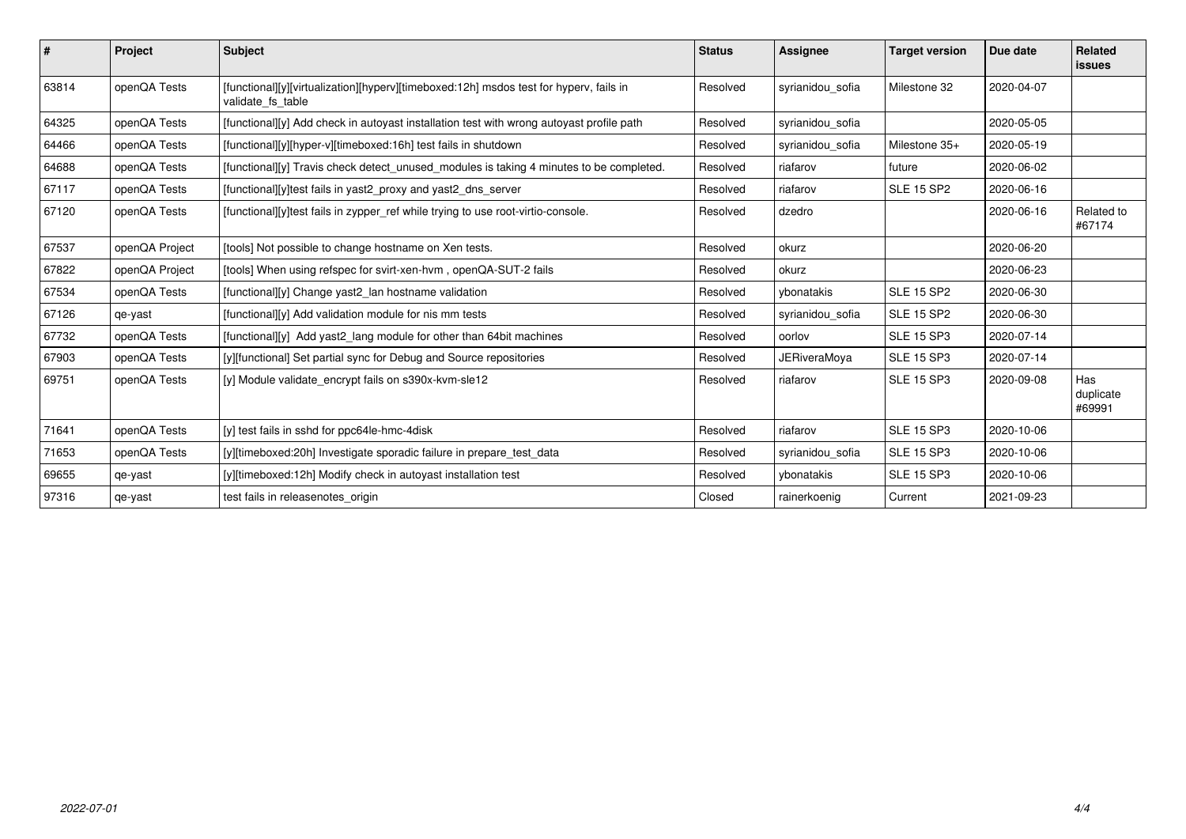| # | Project | Subject | Status | Assignee | Target version | Due date | Related issues |
|---|---|---|---|---|---|---|---|
| 63814 | openQA Tests | [functional][y][virtualization][hyperv][timeboxed:12h] msdos test for hyperv, fails in validate_fs_table | Resolved | syrianidou_sofia | Milestone 32 | 2020-04-07 | |
| 64325 | openQA Tests | [functional][y] Add check in autoyast installation test with wrong autoyast profile path | Resolved | syrianidou_sofia | | 2020-05-05 | |
| 64466 | openQA Tests | [functional][y][hyper-v][timeboxed:16h] test fails in shutdown | Resolved | syrianidou_sofia | Milestone 35+ | 2020-05-19 | |
| 64688 | openQA Tests | [functional][y] Travis check detect_unused_modules is taking 4 minutes to be completed. | Resolved | riafarov | future | 2020-06-02 | |
| 67117 | openQA Tests | [functional][y]test fails in yast2_proxy and yast2_dns_server | Resolved | riafarov | SLE 15 SP2 | 2020-06-16 | |
| 67120 | openQA Tests | [functional][y]test fails in zypper_ref while trying to use root-virtio-console. | Resolved | dzedro | | 2020-06-16 | Related to #67174 |
| 67537 | openQA Project | [tools] Not possible to change hostname on Xen tests. | Resolved | okurz | | 2020-06-20 | |
| 67822 | openQA Project | [tools] When using refspec for svirt-xen-hvm , openQA-SUT-2 fails | Resolved | okurz | | 2020-06-23 | |
| 67534 | openQA Tests | [functional][y] Change yast2_lan hostname validation | Resolved | ybonatakis | SLE 15 SP2 | 2020-06-30 | |
| 67126 | qe-yast | [functional][y] Add validation module for nis mm tests | Resolved | syrianidou_sofia | SLE 15 SP2 | 2020-06-30 | |
| 67732 | openQA Tests | [functional][y]  Add yast2_lang module for other than 64bit machines | Resolved | oorlov | SLE 15 SP3 | 2020-07-14 | |
| 67903 | openQA Tests | [y][functional] Set partial sync for Debug and Source repositories | Resolved | JERiveraMoya | SLE 15 SP3 | 2020-07-14 | |
| 69751 | openQA Tests | [y] Module validate_encrypt fails on s390x-kvm-sle12 | Resolved | riafarov | SLE 15 SP3 | 2020-09-08 | Has duplicate #69991 |
| 71641 | openQA Tests | [y] test fails in sshd for ppc64le-hmc-4disk | Resolved | riafarov | SLE 15 SP3 | 2020-10-06 | |
| 71653 | openQA Tests | [y][timeboxed:20h] Investigate sporadic failure in prepare_test_data | Resolved | syrianidou_sofia | SLE 15 SP3 | 2020-10-06 | |
| 69655 | qe-yast | [y][timeboxed:12h] Modify check in autoyast installation test | Resolved | ybonatakis | SLE 15 SP3 | 2020-10-06 | |
| 97316 | qe-yast | test fails in releasenotes_origin | Closed | rainerkoenig | Current | 2021-09-23 | |